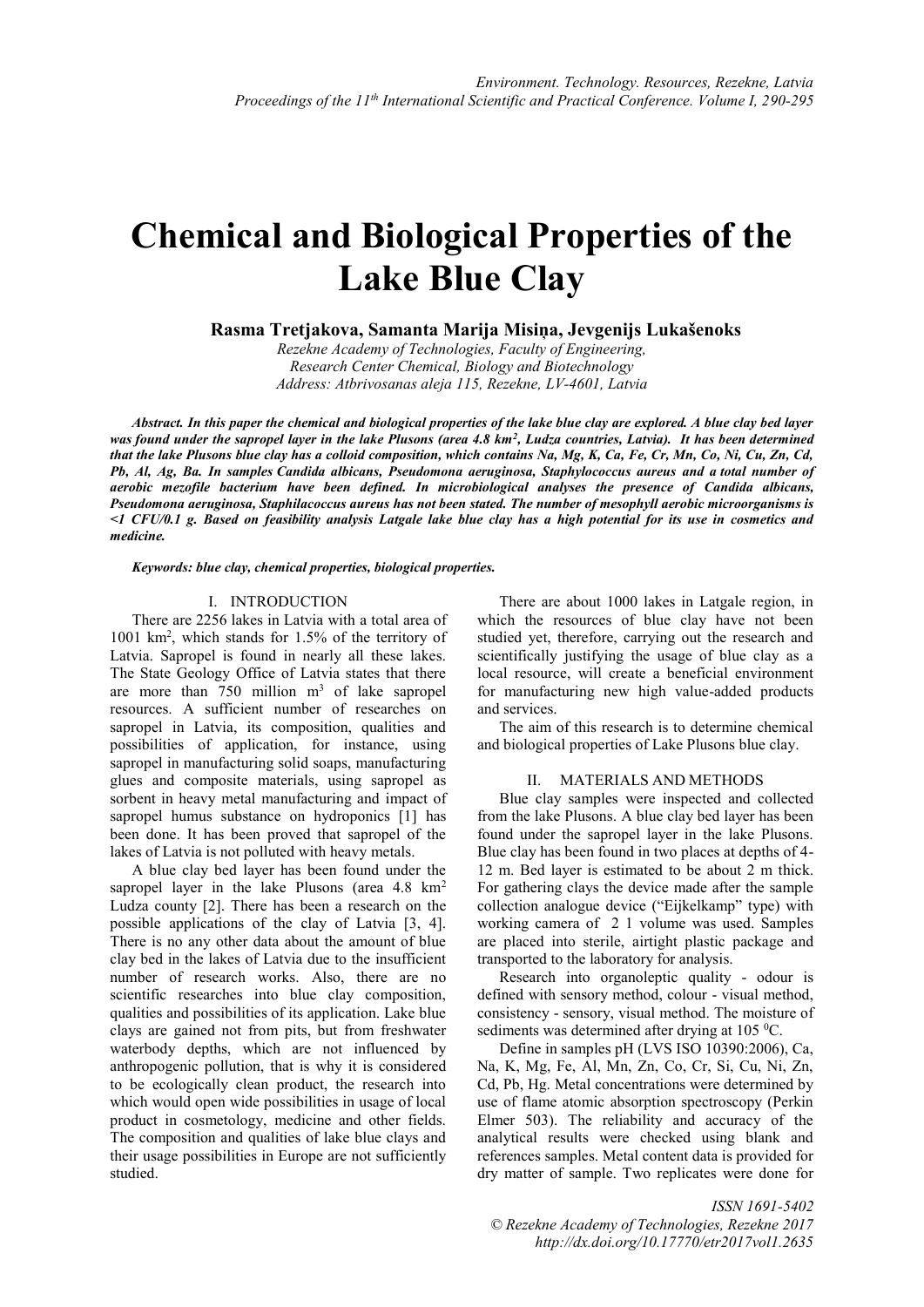# Chemical and Biological Properties of the Lake Blue Clay

**Rasma Tretjakova, Samanta Marija Misiņa, Jevgenijs Lukašenoks**

*Rezekne Academy of Technologies, Faculty of Engineering,*
*Research Center Chemical, Biology and Biotechnology*
*Address: Atbrivosanas aleja 115, Rezekne, LV-4601, Latvia*

***Abstract.** In this paper the chemical and biological properties of the lake blue clay are explored. A blue clay bed layer was found under the sapropel layer in the lake Plusons (area 4.8 km$^2$, Ludza countries, Latvia). It has been determined that the lake Plusons blue clay has a colloid composition, which contains Na, Mg, K, Ca, Fe, Cr, Mn, Co, Ni, Cu, Zn, Cd, Pb, Al, Ag, Ba. In samples Candida albicans, Pseudomona aeruginosa, Staphylococcus aureus and a total number of aerobic mezofile bacterium have been defined. In microbiological analyses the presence of Candida albicans, Pseudomona aeruginosa, Staphilacoccus aureus has not been stated. The number of mesophyll aerobic microorganisms is <1 CFU/0.1 g. Based on feasibility analysis Latgale lake blue clay has a high potential for its use in cosmetics and medicine.*

***Keywords:** blue clay, chemical properties, biological properties.*

## I. INTRODUCTION

There are 2256 lakes in Latvia with a total area of 1001 km$^2$, which stands for 1.5% of the territory of Latvia. Sapropel is found in nearly all these lakes. The State Geology Office of Latvia states that there are more than 750 million m$^3$ of lake sapropel resources. A sufficient number of researches on sapropel in Latvia, its composition, qualities and possibilities of application, for instance, using sapropel in manufacturing solid soaps, manufacturing glues and composite materials, using sapropel as sorbent in heavy metal manufacturing and impact of sapropel humus substance on hydroponics [1] has been done. It has been proved that sapropel of the lakes of Latvia is not polluted with heavy metals.

A blue clay bed layer has been found under the sapropel layer in the lake Plusons (area 4.8 km$^2$ Ludza county [2]. There has been a research on the possible applications of the clay of Latvia [3, 4]. There is no any other data about the amount of blue clay bed in the lakes of Latvia due to the insufficient number of research works. Also, there are no scientific researches into blue clay composition, qualities and possibilities of its application. Lake blue clays are gained not from pits, but from freshwater waterbody depths, which are not influenced by anthropogenic pollution, that is why it is considered to be ecologically clean product, the research into which would open wide possibilities in usage of local product in cosmetology, medicine and other fields. The composition and qualities of lake blue clays and their usage possibilities in Europe are not sufficiently studied.

There are about 1000 lakes in Latgale region, in which the resources of blue clay have not been studied yet, therefore, carrying out the research and scientifically justifying the usage of blue clay as a local resource, will create a beneficial environment for manufacturing new high value-added products and services.

The aim of this research is to determine chemical and biological properties of Lake Plusons blue clay.

## II. MATERIALS AND METHODS

Blue clay samples were inspected and collected from the lake Plusons. A blue clay bed layer has been found under the sapropel layer in the lake Plusons. Blue clay has been found in two places at depths of 4-12 m. Bed layer is estimated to be about 2 m thick. For gathering clays the device made after the sample collection analogue device ("Eijkelkamp" type) with working camera of 2 l volume was used. Samples are placed into sterile, airtight plastic package and transported to the laboratory for analysis.

Research into organoleptic quality - odour is defined with sensory method, colour - visual method, consistency - sensory, visual method. The moisture of sediments was determined after drying at 105 $^0$C.

Define in samples pH (LVS ISO 10390:2006), Ca, Na, K, Mg, Fe, Al, Mn, Zn, Co, Cr, Si, Cu, Ni, Zn, Cd, Pb, Hg. Metal concentrations were determined by use of flame atomic absorption spectroscopy (Perkin Elmer 503). The reliability and accuracy of the analytical results were checked using blank and references samples. Metal content data is provided for dry matter of sample. Two replicates were done for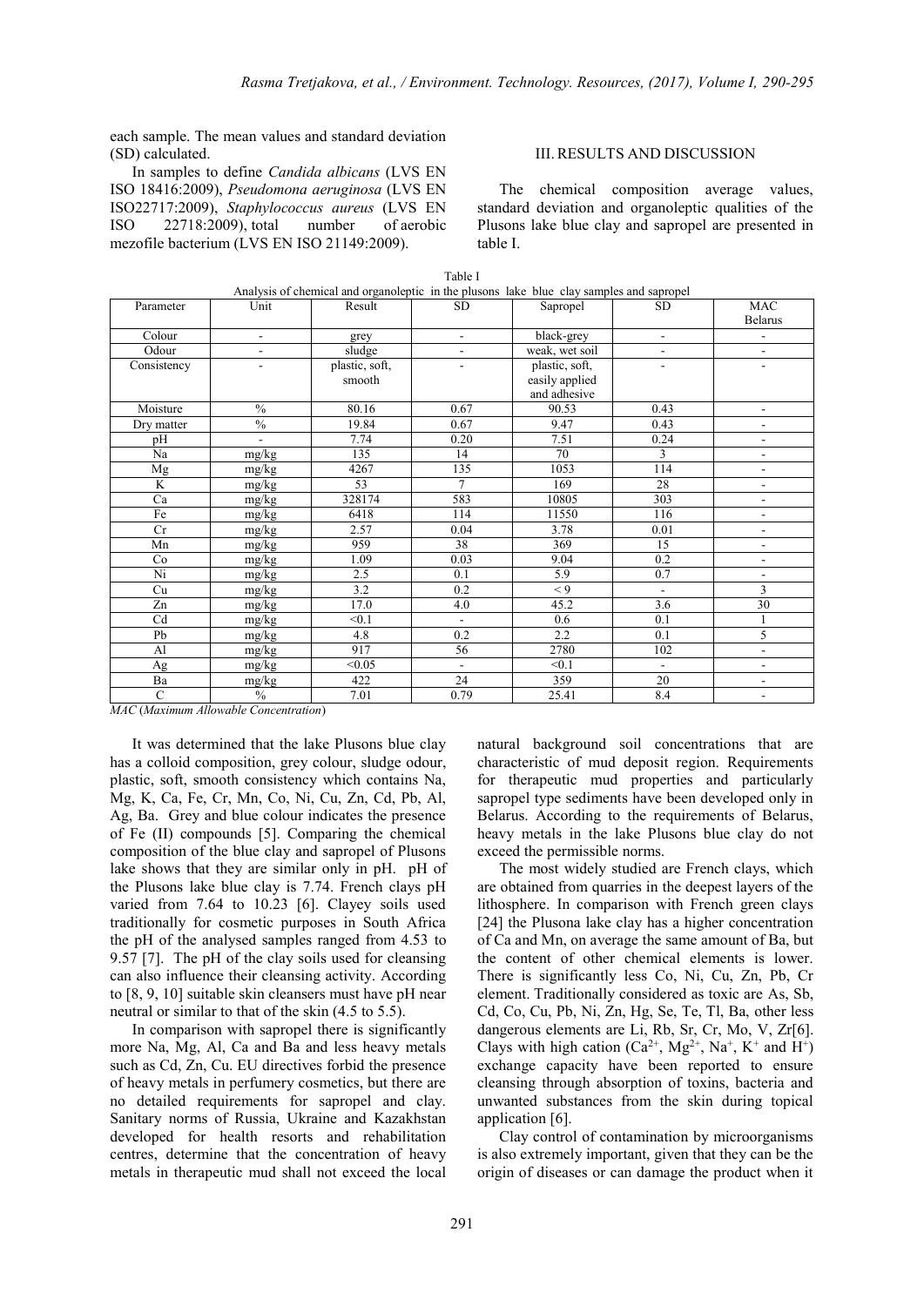each sample. The mean values and standard deviation (SD) calculated.

In samples to define *Candida albicans* (LVS EN ISO 18416:2009), *Pseudomona aeruginosa* (LVS EN ISO22717:2009), *Staphylococcus aureus* (LVS EN ISO 22718:2009), total number of aerobic mezofile bacterium (LVS EN ISO 21149:2009).

## III. RESULTS AND DISCUSSION

The chemical composition average values, standard deviation and organoleptic qualities of the Plusons lake blue clay and sapropel are presented in table I.

Table I
Analysis of chemical and organoleptic in the plusons lake blue clay samples and sapropel

| Parameter | Unit | Result | SD | Sapropel | SD | MAC Belarus |
|---|---|---|---|---|---|---|
| Colour | - | grey | - | black-grey | - | - |
| Odour | - | sludge | - | weak, wet soil | - | - |
| Consistency | - | plastic, soft, smooth | - | plastic, soft, easily applied and adhesive | - | |
| Moisture | % | 80.16 | 0.67 | 90.53 | 0.43 | - |
| Dry matter | % | 19.84 | 0.67 | 9.47 | 0.43 | - |
| pH | - | 7.74 | 0.20 | 7.51 | 0.24 | - |
| Na | mg/kg | 135 | 14 | 70 | 3 | - |
| Mg | mg/kg | 4267 | 135 | 1053 | 114 | - |
| K | mg/kg | 53 | 7 | 169 | 28 | - |
| Ca | mg/kg | 328174 | 583 | 10805 | 303 | - |
| Fe | mg/kg | 6418 | 114 | 11550 | 116 | - |
| Cr | mg/kg | 2.57 | 0.04 | 3.78 | 0.01 | - |
| Mn | mg/kg | 959 | 38 | 369 | 15 | - |
| Co | mg/kg | 1.09 | 0.03 | 9.04 | 0.2 | - |
| Ni | mg/kg | 2.5 | 0.1 | 5.9 | 0.7 | - |
| Cu | mg/kg | 3.2 | 0.2 | < 9 | - | 3 |
| Zn | mg/kg | 17.0 | 4.0 | 45.2 | 3.6 | 30 |
| Cd | mg/kg | <0.1 | - | 0.6 | 0.1 | 1 |
| Pb | mg/kg | 4.8 | 0.2 | 2.2 | 0.1 | 5 |
| Al | mg/kg | 917 | 56 | 2780 | 102 | - |
| Ag | mg/kg | <0.05 | - | <0.1 | - | - |
| Ba | mg/kg | 422 | 24 | 359 | 20 | - |
| C | % | 7.01 | 0.79 | 25.41 | 8.4 | - |

*MAC* (*Maximum Allowable Concentration*)

It was determined that the lake Plusons blue clay has a colloid composition, grey colour, sludge odour, plastic, soft, smooth consistency which contains Na, Mg, K, Ca, Fe, Cr, Mn, Co, Ni, Cu, Zn, Cd, Pb, Al, Ag, Ba. Grey and blue colour indicates the presence of Fe (II) compounds [5]. Comparing the chemical composition of the blue clay and sapropel of Plusons lake shows that they are similar only in pH. pH of the Plusons lake blue clay is 7.74. French clays pH varied from 7.64 to 10.23 [6]. Clayey soils used traditionally for cosmetic purposes in South Africa the pH of the analysed samples ranged from 4.53 to 9.57 [7]. The pH of the clay soils used for cleansing can also influence their cleansing activity. According to [8, 9, 10] suitable skin cleansers must have pH near neutral or similar to that of the skin (4.5 to 5.5).

In comparison with sapropel there is significantly more Na, Mg, Al, Ca and Ba and less heavy metals such as Cd, Zn, Cu. EU directives forbid the presence of heavy metals in perfumery cosmetics, but there are no detailed requirements for sapropel and clay. Sanitary norms of Russia, Ukraine and Kazakhstan developed for health resorts and rehabilitation centres, determine that the concentration of heavy metals in therapeutic mud shall not exceed the local natural background soil concentrations that are characteristic of mud deposit region. Requirements for therapeutic mud properties and particularly sapropel type sediments have been developed only in Belarus. According to the requirements of Belarus, heavy metals in the lake Plusons blue clay do not exceed the permissible norms.

The most widely studied are French clays, which are obtained from quarries in the deepest layers of the lithosphere. In comparison with French green clays [24] the Plusona lake clay has a higher concentration of Ca and Mn, on average the same amount of Ba, but the content of other chemical elements is lower. There is significantly less Co, Ni, Cu, Zn, Pb, Cr element. Traditionally considered as toxic are As, Sb, Cd, Co, Cu, Pb, Ni, Zn, Hg, Se, Te, Tl, Ba, other less dangerous elements are Li, Rb, Sr, Cr, Mo, V, Zr[6]. Clays with high cation ($Ca^{2+}$, $Mg^{2+}$, $Na^{+}$, $K^{+}$ and $H^{+}$) exchange capacity have been reported to ensure cleansing through absorption of toxins, bacteria and unwanted substances from the skin during topical application [6].

Clay control of contamination by microorganisms is also extremely important, given that they can be the origin of diseases or can damage the product when it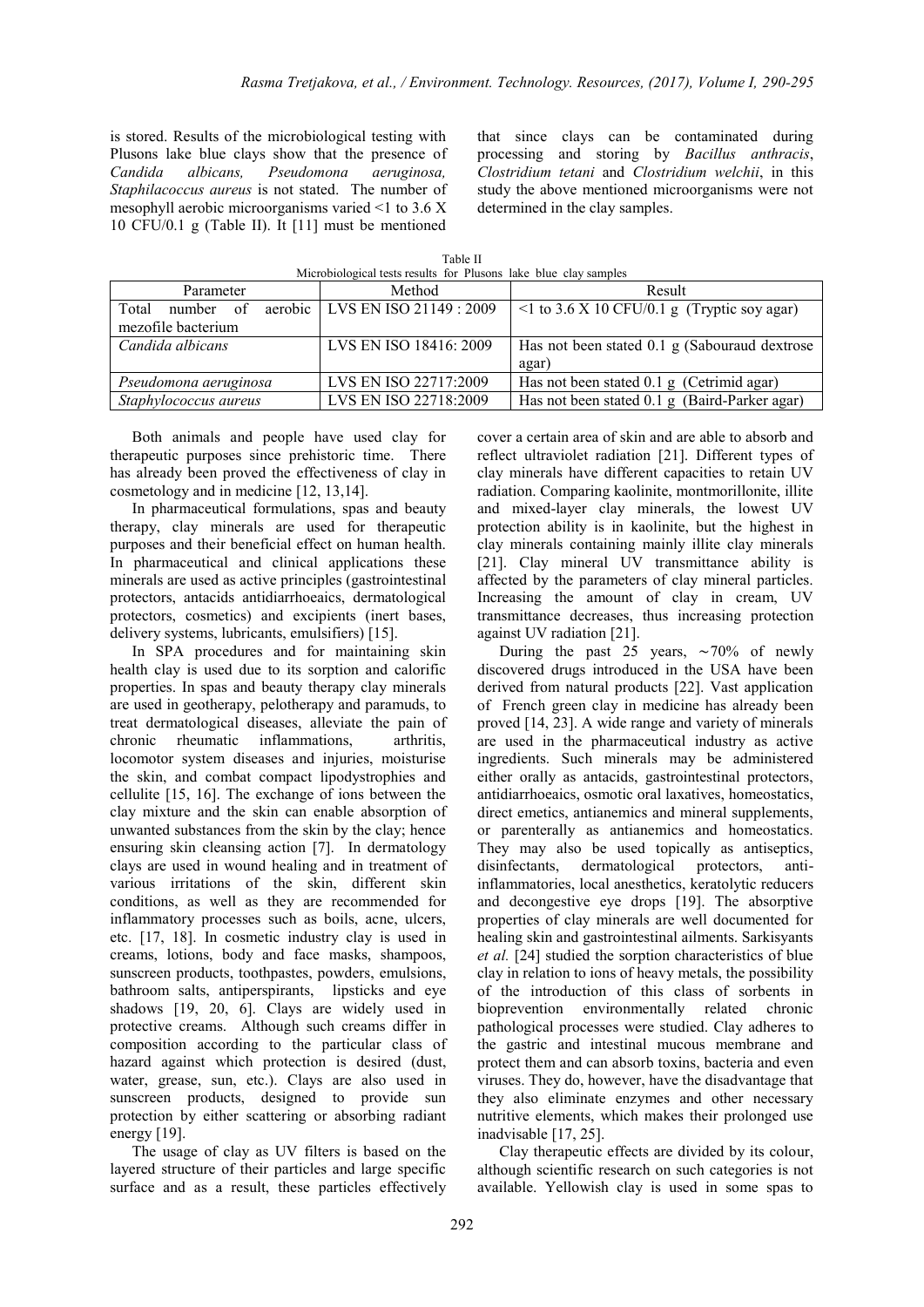is stored. Results of the microbiological testing with Plusons lake blue clays show that the presence of *Candida albicans, Pseudomona aeruginosa, Staphilacoccus aureus* is not stated. The number of mesophyll aerobic microorganisms varied <1 to 3.6 X 10 CFU/0.1 g (Table II). It [11] must be mentioned that since clays can be contaminated during processing and storing by *Bacillus anthracis*, *Clostridium tetani* and *Clostridium welchii*, in this study the above mentioned microorganisms were not determined in the clay samples.

Table II
Microbiological tests results for Plusons lake blue clay samples

| Parameter | Method | Result |
|---|---|---|
| Total number of aerobic mezofile bacterium | LVS EN ISO 21149 : 2009 | <1 to 3.6 X 10 CFU/0.1 g (Tryptic soy agar) |
| *Candida albicans* | LVS EN ISO 18416: 2009 | Has not been stated 0.1 g (Sabouraud dextrose agar) |
| *Pseudomona aeruginosa* | LVS EN ISO 22717:2009 | Has not been stated 0.1 g (Cetrimid agar) |
| *Staphylococcus aureus* | LVS EN ISO 22718:2009 | Has not been stated 0.1 g (Baird-Parker agar) |

Both animals and people have used clay for therapeutic purposes since prehistoric time. There has already been proved the effectiveness of clay in cosmetology and in medicine [12, 13,14].

In pharmaceutical formulations, spas and beauty therapy, clay minerals are used for therapeutic purposes and their beneficial effect on human health. In pharmaceutical and clinical applications these minerals are used as active principles (gastrointestinal protectors, antacids antidiarrhoeaics, dermatological protectors, cosmetics) and excipients (inert bases, delivery systems, lubricants, emulsifiers) [15].

In SPA procedures and for maintaining skin health clay is used due to its sorption and calorific properties. In spas and beauty therapy clay minerals are used in geotherapy, pelotherapy and paramuds, to treat dermatological diseases, alleviate the pain of chronic rheumatic inflammations, arthritis, locomotor system diseases and injuries, moisturise the skin, and combat compact lipodystrophies and cellulite [15, 16]. The exchange of ions between the clay mixture and the skin can enable absorption of unwanted substances from the skin by the clay; hence ensuring skin cleansing action [7]. In dermatology clays are used in wound healing and in treatment of various irritations of the skin, different skin conditions, as well as they are recommended for inflammatory processes such as boils, acne, ulcers, etc. [17, 18]. In cosmetic industry clay is used in creams, lotions, body and face masks, shampoos, sunscreen products, toothpastes, powders, emulsions, bathroom salts, antiperspirants, lipsticks and eye shadows [19, 20, 6]. Clays are widely used in protective creams. Although such creams differ in composition according to the particular class of hazard against which protection is desired (dust, water, grease, sun, etc.). Clays are also used in sunscreen products, designed to provide sun protection by either scattering or absorbing radiant energy [19].

The usage of clay as UV filters is based on the layered structure of their particles and large specific surface and as a result, these particles effectively cover a certain area of skin and are able to absorb and reflect ultraviolet radiation [21]. Different types of clay minerals have different capacities to retain UV radiation. Comparing kaolinite, montmorillonite, illite and mixed-layer clay minerals, the lowest UV protection ability is in kaolinite, but the highest in clay minerals containing mainly illite clay minerals [21]. Clay mineral UV transmittance ability is affected by the parameters of clay mineral particles. Increasing the amount of clay in cream, UV transmittance decreases, thus increasing protection against UV radiation [21].

During the past 25 years, ∼70% of newly discovered drugs introduced in the USA have been derived from natural products [22]. Vast application of French green clay in medicine has already been proved [14, 23]. A wide range and variety of minerals are used in the pharmaceutical industry as active ingredients. Such minerals may be administered either orally as antacids, gastrointestinal protectors, antidiarrhoeaics, osmotic oral laxatives, homeostatics, direct emetics, antianemics and mineral supplements, or parenterally as antianemics and homeostatics. They may also be used topically as antiseptics, disinfectants, dermatological protectors, anti-inflammatories, local anesthetics, keratolytic reducers and decongestive eye drops [19]. The absorptive properties of clay minerals are well documented for healing skin and gastrointestinal ailments. Sarkisyants *et al.* [24] studied the sorption characteristics of blue clay in relation to ions of heavy metals, the possibility of the introduction of this class of sorbents in bioprevention environmentally related chronic pathological processes were studied. Clay adheres to the gastric and intestinal mucous membrane and protect them and can absorb toxins, bacteria and even viruses. They do, however, have the disadvantage that they also eliminate enzymes and other necessary nutritive elements, which makes their prolonged use inadvisable [17, 25].

Clay therapeutic effects are divided by its colour, although scientific research on such categories is not available. Yellowish clay is used in some spas to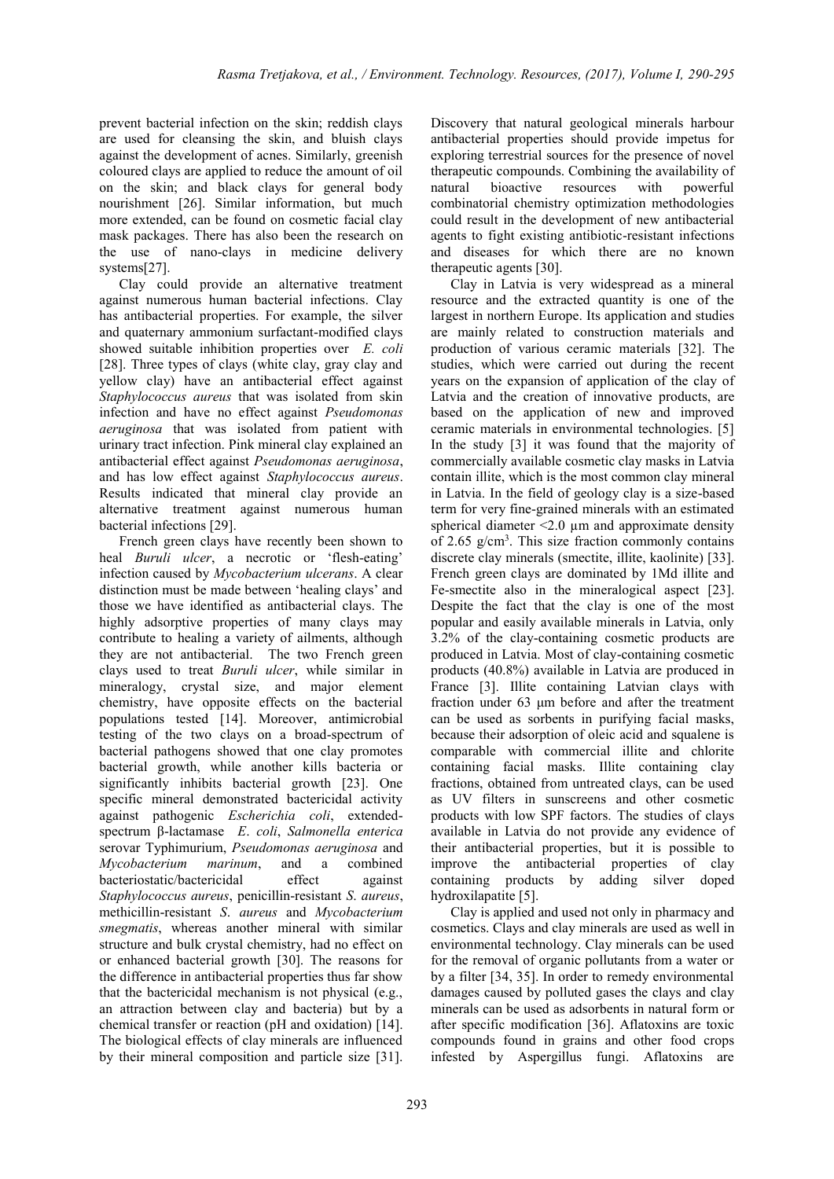prevent bacterial infection on the skin; reddish clays are used for cleansing the skin, and bluish clays against the development of acnes. Similarly, greenish coloured clays are applied to reduce the amount of oil on the skin; and black clays for general body nourishment [26]. Similar information, but much more extended, can be found on cosmetic facial clay mask packages. There has also been the research on the use of nano-clays in medicine delivery systems[27].

Clay could provide an alternative treatment against numerous human bacterial infections. Clay has antibacterial properties. For example, the silver and quaternary ammonium surfactant-modified clays showed suitable inhibition properties over *E. coli* [28]. Three types of clays (white clay, gray clay and yellow clay) have an antibacterial effect against *Staphylococcus aureus* that was isolated from skin infection and have no effect against *Pseudomonas aeruginosa* that was isolated from patient with urinary tract infection. Pink mineral clay explained an antibacterial effect against *Pseudomonas aeruginosa*, and has low effect against *Staphylococcus aureus*. Results indicated that mineral clay provide an alternative treatment against numerous human bacterial infections [29].

French green clays have recently been shown to heal *Buruli ulcer*, a necrotic or 'flesh-eating' infection caused by *Mycobacterium ulcerans*. A clear distinction must be made between 'healing clays' and those we have identified as antibacterial clays. The highly adsorptive properties of many clays may contribute to healing a variety of ailments, although they are not antibacterial. The two French green clays used to treat *Buruli ulcer*, while similar in mineralogy, crystal size, and major element chemistry, have opposite effects on the bacterial populations tested [14]. Moreover, antimicrobial testing of the two clays on a broad-spectrum of bacterial pathogens showed that one clay promotes bacterial growth, while another kills bacteria or significantly inhibits bacterial growth [23]. One specific mineral demonstrated bactericidal activity against pathogenic *Escherichia coli*, extended-spectrum β-lactamase *E. coli*, *Salmonella enterica* serovar Typhimurium, *Pseudomonas aeruginosa* and *Mycobacterium marinum*, and a combined bacteriostatic/bactericidal effect against *Staphylococcus aureus*, penicillin-resistant *S. aureus*, methicillin-resistant *S. aureus* and *Mycobacterium smegmatis*, whereas another mineral with similar structure and bulk crystal chemistry, had no effect on or enhanced bacterial growth [30]. The reasons for the difference in antibacterial properties thus far show that the bactericidal mechanism is not physical (e.g., an attraction between clay and bacteria) but by a chemical transfer or reaction (pH and oxidation) [14]. The biological effects of clay minerals are influenced by their mineral composition and particle size [31]. Discovery that natural geological minerals harbour antibacterial properties should provide impetus for exploring terrestrial sources for the presence of novel therapeutic compounds. Combining the availability of natural bioactive resources with powerful combinatorial chemistry optimization methodologies could result in the development of new antibacterial agents to fight existing antibiotic-resistant infections and diseases for which there are no known therapeutic agents [30].

Clay in Latvia is very widespread as a mineral resource and the extracted quantity is one of the largest in northern Europe. Its application and studies are mainly related to construction materials and production of various ceramic materials [32]. The studies, which were carried out during the recent years on the expansion of application of the clay of Latvia and the creation of innovative products, are based on the application of new and improved ceramic materials in environmental technologies. [5] In the study [3] it was found that the majority of commercially available cosmetic clay masks in Latvia contain illite, which is the most common clay mineral in Latvia. In the field of geology clay is a size-based term for very fine-grained minerals with an estimated spherical diameter <2.0 µm and approximate density of 2.65 g/cm$^3$. This size fraction commonly contains discrete clay minerals (smectite, illite, kaolinite) [33]. French green clays are dominated by 1Md illite and Fe-smectite also in the mineralogical aspect [23]. Despite the fact that the clay is one of the most popular and easily available minerals in Latvia, only 3.2% of the clay-containing cosmetic products are produced in Latvia. Most of clay-containing cosmetic products (40.8%) available in Latvia are produced in France [3]. Illite containing Latvian clays with fraction under 63 µm before and after the treatment can be used as sorbents in purifying facial masks, because their adsorption of oleic acid and squalene is comparable with commercial illite and chlorite containing facial masks. Illite containing clay fractions, obtained from untreated clays, can be used as UV filters in sunscreens and other cosmetic products with low SPF factors. The studies of clays available in Latvia do not provide any evidence of their antibacterial properties, but it is possible to improve the antibacterial properties of clay containing products by adding silver doped hydroxilapatite [5].

Clay is applied and used not only in pharmacy and cosmetics. Clays and clay minerals are used as well in environmental technology. Clay minerals can be used for the removal of organic pollutants from a water or by a filter [34, 35]. In order to remedy environmental damages caused by polluted gases the clays and clay minerals can be used as adsorbents in natural form or after specific modification [36]. Aflatoxins are toxic compounds found in grains and other food crops infested by Aspergillus fungi. Aflatoxins are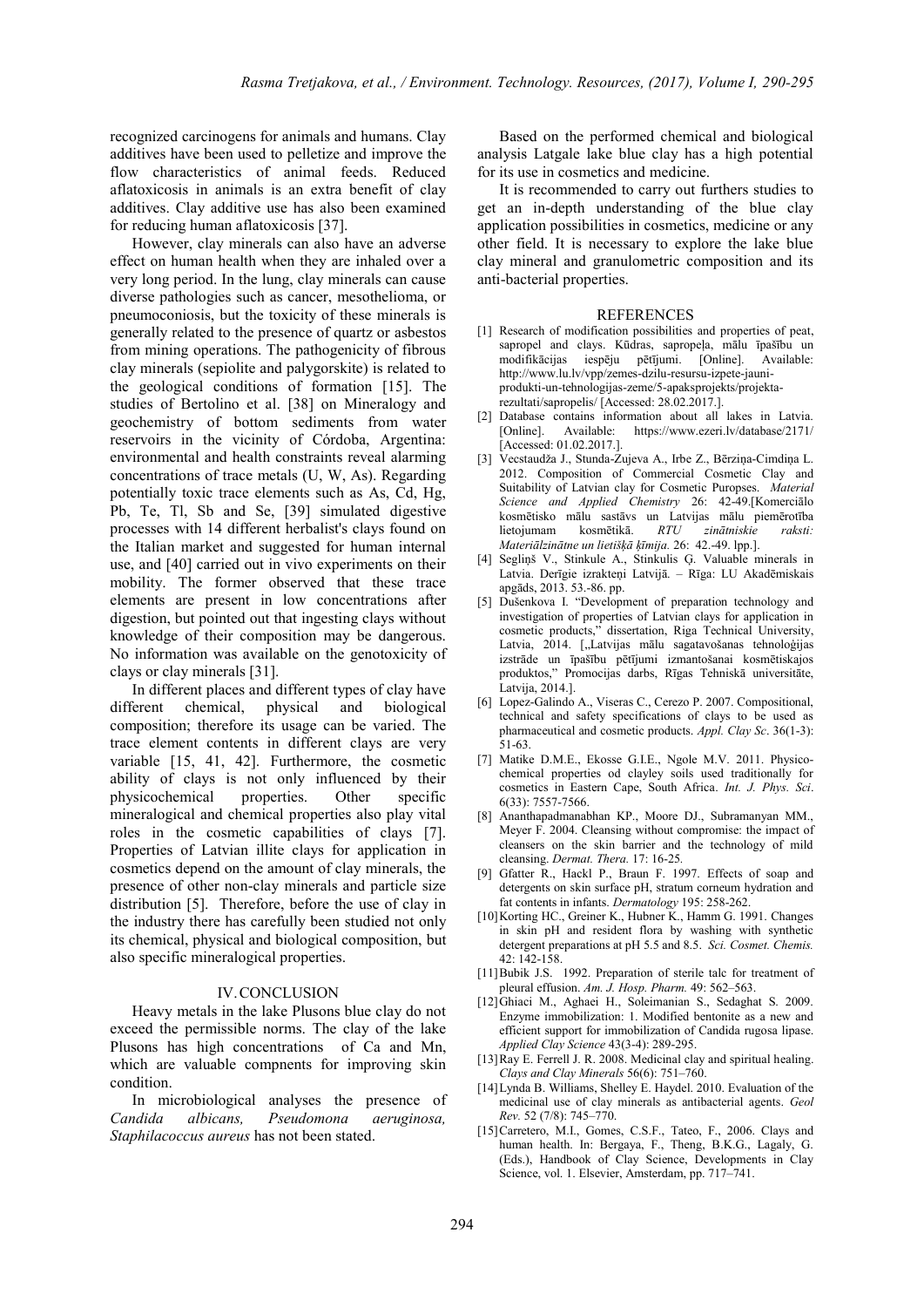recognized carcinogens for animals and humans. Clay additives have been used to pelletize and improve the flow characteristics of animal feeds. Reduced aflatoxicosis in animals is an extra benefit of clay additives. Clay additive use has also been examined for reducing human aflatoxicosis [37].

However, clay minerals can also have an adverse effect on human health when they are inhaled over a very long period. In the lung, clay minerals can cause diverse pathologies such as cancer, mesothelioma, or pneumoconiosis, but the toxicity of these minerals is generally related to the presence of quartz or asbestos from mining operations. The pathogenicity of fibrous clay minerals (sepiolite and palygorskite) is related to the geological conditions of formation [15]. The studies of Bertolino et al. [38] on Mineralogy and geochemistry of bottom sediments from water reservoirs in the vicinity of Córdoba, Argentina: environmental and health constraints reveal alarming concentrations of trace metals (U, W, As). Regarding potentially toxic trace elements such as As, Cd, Hg, Pb, Te, Tl, Sb and Se, [39] simulated digestive processes with 14 different herbalist's clays found on the Italian market and suggested for human internal use, and [40] carried out in vivo experiments on their mobility. The former observed that these trace elements are present in low concentrations after digestion, but pointed out that ingesting clays without knowledge of their composition may be dangerous. No information was available on the genotoxicity of clays or clay minerals [31].

In different places and different types of clay have different chemical, physical and biological composition; therefore its usage can be varied. The trace element contents in different clays are very variable [15, 41, 42]. Furthermore, the cosmetic ability of clays is not only influenced by their physicochemical properties. Other specific mineralogical and chemical properties also play vital roles in the cosmetic capabilities of clays [7]. Properties of Latvian illite clays for application in cosmetics depend on the amount of clay minerals, the presence of other non-clay minerals and particle size distribution [5]. Therefore, before the use of clay in the industry there has carefully been studied not only its chemical, physical and biological composition, but also specific mineralogical properties.

## IV. CONCLUSION

Heavy metals in the lake Plusons blue clay do not exceed the permissible norms. The clay of the lake Plusons has high concentrations of Ca and Mn, which are valuable compnents for improving skin condition.

In microbiological analyses the presence of *Candida albicans, Pseudomona aeruginosa, Staphilacoccus aureus* has not been stated.

Based on the performed chemical and biological analysis Latgale lake blue clay has a high potential for its use in cosmetics and medicine.

It is recommended to carry out furthers studies to get an in-depth understanding of the blue clay application possibilities in cosmetics, medicine or any other field. It is necessary to explore the lake blue clay mineral and granulometric composition and its anti-bacterial properties.

## REFERENCES

[1] Research of modification possibilities and properties of peat, sapropel and clays. Kūdras, sapropeļa, mālu īpašību un modifikācijas iespēju pētījumi. [Online]. Available: http://www.lu.lv/vpp/zemes-dzilu-resursu-izpete-jauni-produkti-un-tehnologijas-zeme/5-apakspro jekts/projekta-rezultati/sapropelis/ [Accessed: 28.02.2017.].

[2] Database contains information about all lakes in Latvia. [Online]. Available: https://www.ezeri.lv/database/2171/ [Accessed: 01.02.2017.].

[3] Vecstaudža J., Stunda-Zujeva A., Irbe Z., Bērziņa-Cimdiņa L. 2012. Composition of Commercial Cosmetic Clay and Suitability of Latvian clay for Cosmetic Puropses. *Material Science and Applied Chemistry* 26: 42-49.[Komerciālo kosmētisko mālu sastāvs un Latvijas mālu piemērotība lietojumam kosmētikā. *RTU zinātniskie raksti: Materiālzinātne un lietišķā ķīmija.* 26: 42.-49. lpp.].

[4] Segliņš V., Stinkule A., Stinkulis Ģ. Valuable minerals in Latvia. Derīgie izrakteņi Latvijā. – Rīga: LU Akadēmiskais apgāds, 2013. 53.-86. pp.

[5] Dušenkova I. "Development of preparation technology and investigation of properties of Latvian clays for application in cosmetic products," dissertation, Riga Technical University, Latvia, 2014. [„Latvijas mālu sagatavošanas tehnoloģijas izstrāde un īpašību pētījumi izmantošanai kosmētiskajos produktos," Promocijas darbs, Rīgas Tehniskā universitāte, Latvija, 2014.].

[6] Lopez-Galindo A., Viseras C., Cerezo P. 2007. Compositional, technical and safety specifications of clays to be used as pharmaceutical and cosmetic products. *Appl. Clay Sc*. 36(1-3): 51-63.

[7] Matike D.M.E., Ekosse G.I.E., Ngole M.V. 2011. Physico-chemical properties od clayley soils used traditionally for cosmetics in Eastern Cape, South Africa. *Int. J. Phys. Sci*. 6(33): 7557-7566.

[8] Ananthapadmanabhan KP., Moore DJ., Subramanyan MM., Meyer F. 2004. Cleansing without compromise: the impact of cleansers on the skin barrier and the technology of mild cleansing. *Dermat. Thera.* 17: 16-25*.*

[9] Gfatter R., Hackl P., Braun F. 1997. Effects of soap and detergents on skin surface pH, stratum corneum hydration and fat contents in infants. *Dermatology* 195: 258-262.

[10] Korting HC., Greiner K., Hubner K., Hamm G. 1991. Changes in skin pH and resident flora by washing with synthetic detergent preparations at pH 5.5 and 8.5. *Sci. Cosmet. Chemis.* 42: 142-158.

[11] Bubik J.S. 1992. Preparation of sterile talc for treatment of pleural effusion. *Am. J. Hosp. Pharm.* 49: 562–563.

[12] Ghiaci M., Aghaei H., Soleimanian S., Sedaghat S. 2009. Enzyme immobilization: 1. Modified bentonite as a new and efficient support for immobilization of Candida rugosa lipase. *Applied Clay Science* 43(3-4): 289-295.

[13] Ray E. Ferrell J. R. 2008. Medicinal clay and spiritual healing. *Clays and Clay Minerals* 56(6): 751–760.

[14] Lynda B. Williams, Shelley E. Haydel. 2010. Evaluation of the medicinal use of clay minerals as antibacterial agents. *Geol Rev.* 52 (7/8): 745–770.

[15] Carretero, M.I., Gomes, C.S.F., Tateo, F., 2006. Clays and human health. In: Bergaya, F., Theng, B.K.G., Lagaly, G. (Eds.), Handbook of Clay Science, Developments in Clay Science, vol. 1. Elsevier, Amsterdam, pp. 717–741.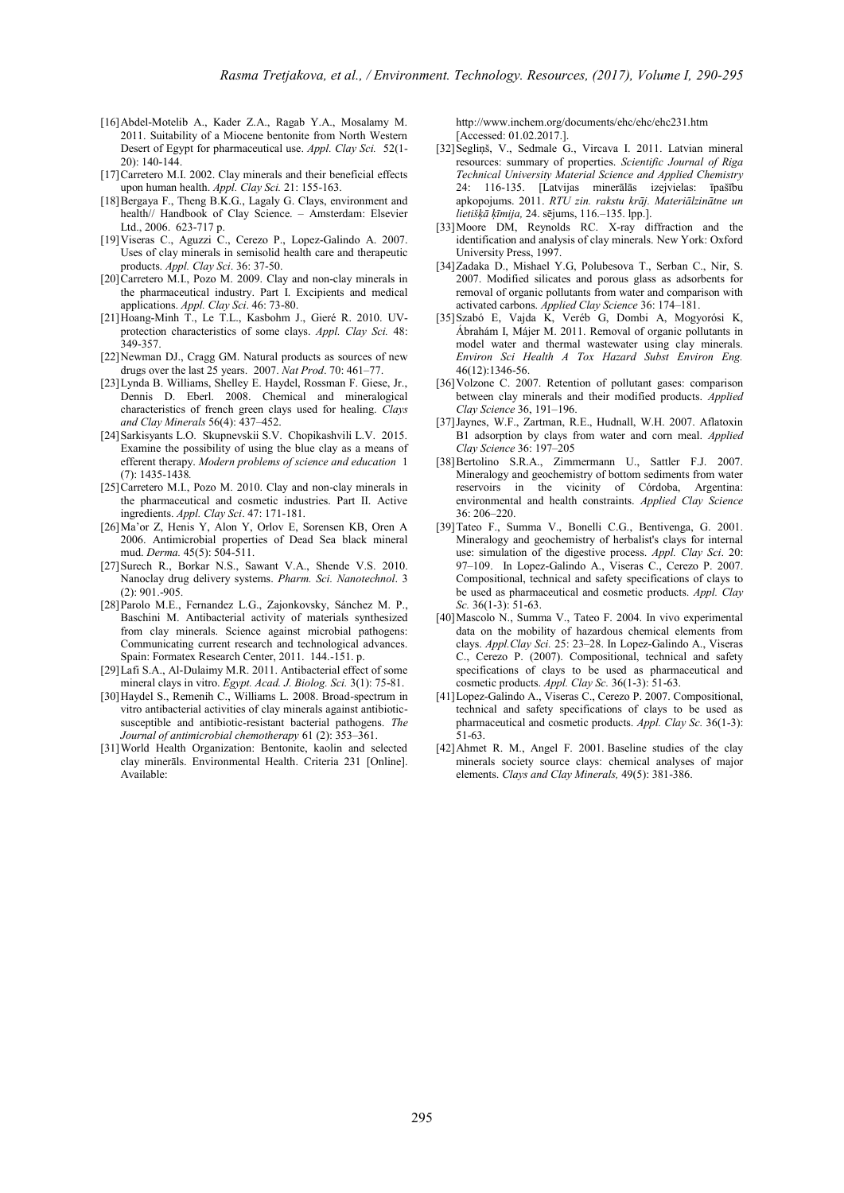[16] Abdel-Motelib A., Kader Z.A., Ragab Y.A., Mosalamy M. 2011. Suitability of a Miocene bentonite from North Western Desert of Egypt for pharmaceutical use. *Appl. Clay Sci.* 52(1-20): 140-144.

[17] Carretero M.I. 2002. Clay minerals and their beneficial effects upon human health. *Appl. Clay Sci.* 21: 155-163.

[18] Bergaya F., Theng B.K.G., Lagaly G. Clays, environment and health// Handbook of Clay Science. – Amsterdam: Elsevier Ltd., 2006. 623-717 p.

[19] Viseras C., Aguzzi C., Cerezo P., Lopez-Galindo A. 2007. Uses of clay minerals in semisolid health care and therapeutic products. *Appl. Clay Sci*. 36: 37-50.

[20] Carretero M.I., Pozo M. 2009. Clay and non-clay minerals in the pharmaceutical industry. Part I. Excipients and medical applications. *Appl. Clay Sci*. 46: 73-80.

[21] Hoang-Minh T., Le T.L., Kasbohm J., Gieré R. 2010. UV-protection characteristics of some clays. *Appl. Clay Sci.* 48: 349-357.

[22] Newman DJ., Cragg GM. Natural products as sources of new drugs over the last 25 years. 2007. *Nat Prod*. 70: 461–77.

[23] Lynda B. Williams, Shelley E. Haydel, Rossman F. Giese, Jr., Dennis D. Eberl. 2008. Chemical and mineralogical characteristics of french green clays used for healing. *Clays and Clay Minerals* 56(4): 437–452.

[24] Sarkisyants L.O. Skupnevskii S.V. Chopikashvili L.V. 2015. Examine the possibility of using the blue clay as a means of efferent therapy. *Modern problems of science and education* 1 (7): 1435-1438*.*

[25] Carretero M.I., Pozo M. 2010. Clay and non-clay minerals in the pharmaceutical and cosmetic industries. Part II. Active ingredients. *Appl. Clay Sci*. 47: 171-181.

[26] Ma'or Z, Henis Y, Alon Y, Orlov E, Sorensen KB, Oren A 2006. Antimicrobial properties of Dead Sea black mineral mud. *Derma.* 45(5): 504-511.

[27] Surech R., Borkar N.S., Sawant V.A., Shende V.S. 2010. Nanoclay drug delivery systems. *Pharm. Sci. Nanotechnol*. 3 (2): 901.-905.

[28] Parolo M.E., Fernandez L.G., Zajonkovsky, Sánchez M. P., Baschini M. Antibacterial activity of materials synthesized from clay minerals. Science against microbial pathogens: Communicating current research and technological advances. Spain: Formatex Research Center, 2011. 144.-151. p.

[29] Lafi S.A., Al-Dulaimy M.R. 2011. Antibacterial effect of some mineral clays in vitro. *Egypt. Acad. J. Biolog. Sci.* 3(1): 75-81.

[30] Haydel S., Remenih C., Williams L. 2008. Broad-spectrum in vitro antibacterial activities of clay minerals against antibiotic-susceptible and antibiotic-resistant bacterial pathogens. *The Journal of antimicrobial chemotherapy* 61 (2): 353–361.

[31] World Health Organization: Bentonite, kaolin and selected clay minerāls. Environmental Health. Criteria 231 [Online]. Available: http://www.inchem.org/documents/ehc/ehc/ehc231.htm [Accessed: 01.02.2017.].

[32] Segliņš, V., Sedmale G., Vircava I. 2011. Latvian mineral resources: summary of properties. *Scientific Journal of Riga Technical University Material Science and Applied Chemistry* 24: 116-135. [Latvijas minerālās izejvielas: īpašību apkopojums. 2011. *RTU zin. rakstu krāj. Materiālzinātne un lietišķā ķīmija,* 24. sējums, 116.–135. lpp.].

[33] Moore DM, Reynolds RC. X-ray diffraction and the identification and analysis of clay minerals. New York: Oxford University Press, 1997.

[34] Zadaka D., Mishael Y.G, Polubesova T., Serban C., Nir, S. 2007. Modified silicates and porous glass as adsorbents for removal of organic pollutants from water and comparison with activated carbons. *Applied Clay Science* 36: 174–181.

[35] Szabó E, Vajda K, Veréb G, Dombi A, Mogyorósi K, Ábrahám I, Májer M. 2011. Removal of organic pollutants in model water and thermal wastewater using clay minerals. *Environ Sci Health A Tox Hazard Subst Environ Eng.* 46(12):1346-56.

[36] Volzone C. 2007. Retention of pollutant gases: comparison between clay minerals and their modified products. *Applied Clay Science* 36, 191–196.

[37] Jaynes, W.F., Zartman, R.E., Hudnall, W.H. 2007. Aflatoxin B1 adsorption by clays from water and corn meal. *Applied Clay Science* 36: 197–205

[38] Bertolino S.R.A., Zimmermann U., Sattler F.J. 2007. Mineralogy and geochemistry of bottom sediments from water reservoirs in the vicinity of Córdoba, Argentina: environmental and health constraints. *Applied Clay Science* 36: 206–220.

[39] Tateo F., Summa V., Bonelli C.G., Bentivenga, G. 2001. Mineralogy and geochemistry of herbalist's clays for internal use: simulation of the digestive process. *Appl. Clay Sci*. 20: 97–109. In Lopez-Galindo A., Viseras C., Cerezo P. 2007. Compositional, technical and safety specifications of clays to be used as pharmaceutical and cosmetic products. *Appl. Clay Sc.* 36(1-3): 51-63.

[40] Mascolo N., Summa V., Tateo F. 2004. In vivo experimental data on the mobility of hazardous chemical elements from clays. *Appl.Clay Sci.* 25: 23–28. In Lopez-Galindo A., Viseras C., Cerezo P. (2007). Compositional, technical and safety specifications of clays to be used as pharmaceutical and cosmetic products. *Appl. Clay Sc.* 36(1-3): 51-63.

[41] Lopez-Galindo A., Viseras C., Cerezo P. 2007. Compositional, technical and safety specifications of clays to be used as pharmaceutical and cosmetic products. *Appl. Clay Sc.* 36(1-3): 51-63.

[42] Ahmet R. M., Angel F. 2001. Baseline studies of the clay minerals society source clays: chemical analyses of major elements. *Clays and Clay Minerals,* 49(5): 381-386.